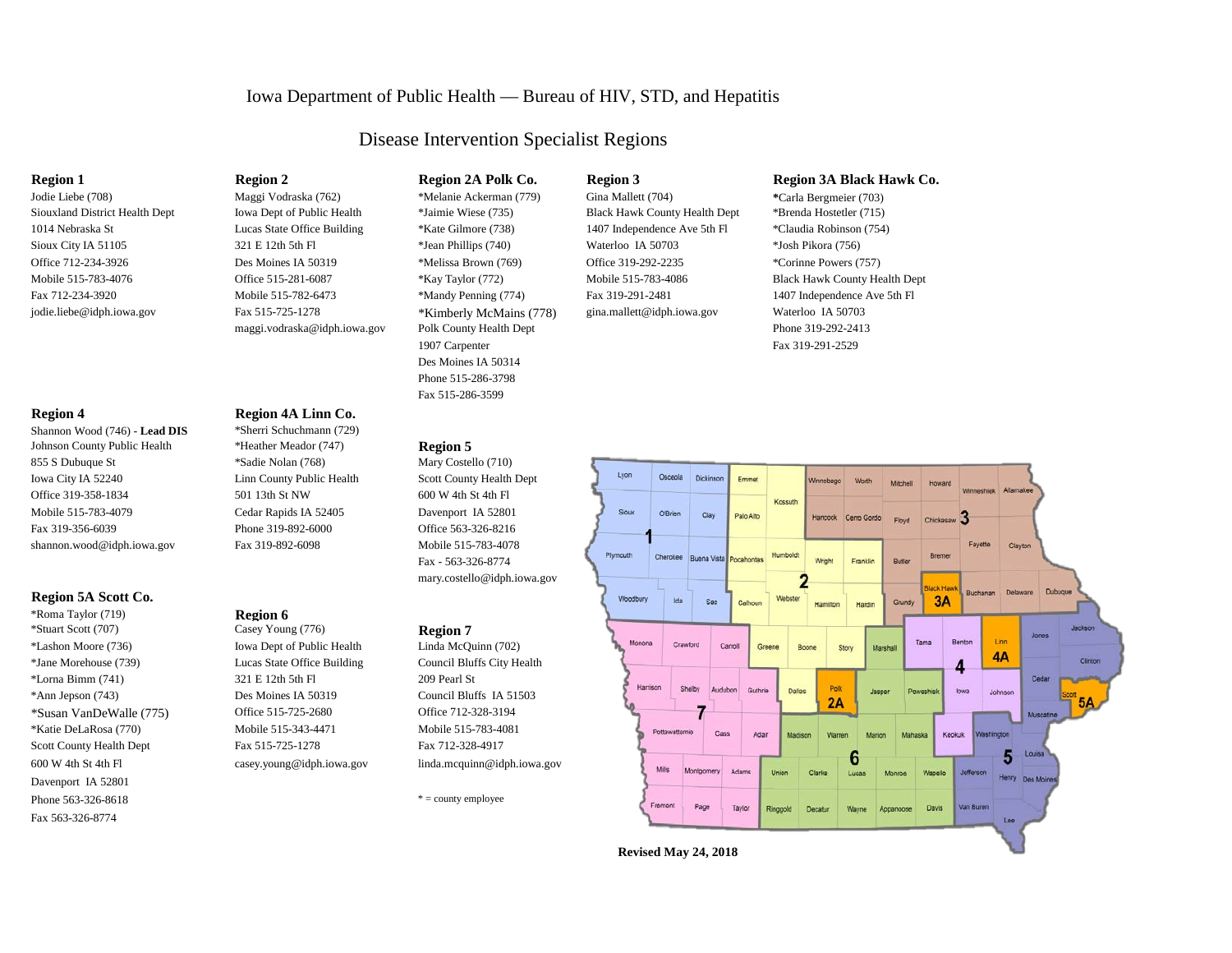# Iowa Department of Public Health — Bureau of HIV, STD, and Hepatitis

## Disease Intervention Specialist Regions

### Region 1

Jodie Liebe (708)
Siouxland District Health Dept
1014 Nebraska St
Sioux City IA 51105
Office 712-234-3926
Mobile 515-783-4076
Fax 712-234-3920
jodie.liebe@idph.iowa.gov

### Region 2

Maggi Vodraska (762)
Iowa Dept of Public Health
Lucas State Office Building
321 E 12th 5th Fl
Des Moines IA 50319
Office 515-281-6087
Mobile 515-782-6473
Fax 515-725-1278
maggi.vodraska@idph.iowa.gov

### Region 2A Polk Co.

*Melanie Ackerman (779)
*Jaimie Wiese (735)
*Kate Gilmore (738)
*Jean Phillips (740)
*Melissa Brown (769)
*Kay Taylor (772)
*Mandy Penning (774)
*Kimberly McMains (778)
Polk County Health Dept
1907 Carpenter
Des Moines IA 50314
Phone 515-286-3798
Fax 515-286-3599

### Region 3

Gina Mallett (704)
Black Hawk County Health Dept
1407 Independence Ave 5th Fl
Waterloo IA 50703
Office 319-292-2235
Mobile 515-783-4086
Fax 319-291-2481
gina.mallett@idph.iowa.gov

### Region 3A Black Hawk Co.

*Carla Bergmeier (703)
*Brenda Hostetler (715)
*Claudia Robinson (754)
*Josh Pikora (756)
*Corinne Powers (757)
Black Hawk County Health Dept
1407 Independence Ave 5th Fl
Waterloo IA 50703
Phone 319-292-2413
Fax 319-291-2529

### Region 4

Shannon Wood (746) - **Lead DIS**
Johnson County Public Health
855 S Dubuque St
Iowa City IA 52240
Office 319-358-1834
Mobile 515-783-4079
Fax 319-356-6039
shannon.wood@idph.iowa.gov

### Region 4A Linn Co.

*Sherri Schuchmann (729)
*Heather Meador (747)
*Sadie Nolan (768)
Linn County Public Health
501 13th St NW
Cedar Rapids IA 52405
Phone 319-892-6000
Fax 319-892-6098

### Region 5

Mary Costello (710)
Scott County Health Dept
600 W 4th St 4th Fl
Davenport IA 52801
Office 563-326-8216
Mobile 515-783-4078
Fax - 563-326-8774
mary.costello@idph.iowa.gov

### Region 5A Scott Co.

*Roma Taylor (719)
*Stuart Scott (707)
*Lashon Moore (736)
*Jane Morehouse (739)
*Lorna Bimm (741)
*Ann Jepson (743)
*Susan VanDeWalle (775)
*Katie DeLaRosa (770)
Scott County Health Dept
600 W 4th St 4th Fl
Davenport IA 52801
Phone 563-326-8618
Fax 563-326-8774

### Region 6

Casey Young (776)
Iowa Dept of Public Health
Lucas State Office Building
321 E 12th 5th Fl
Des Moines IA 50319
Office 515-725-2680
Mobile 515-343-4471
Fax 515-725-1278
casey.young@idph.iowa.gov

### Region 7

Linda McQuinn (702)
Council Bluffs City Health
209 Pearl St
Council Bluffs IA 51503
Office 712-328-3194
Mobile 515-783-4081
Fax 712-328-4917
linda.mcquinn@idph.iowa.gov

* = county employee

**Revised May 24, 2018**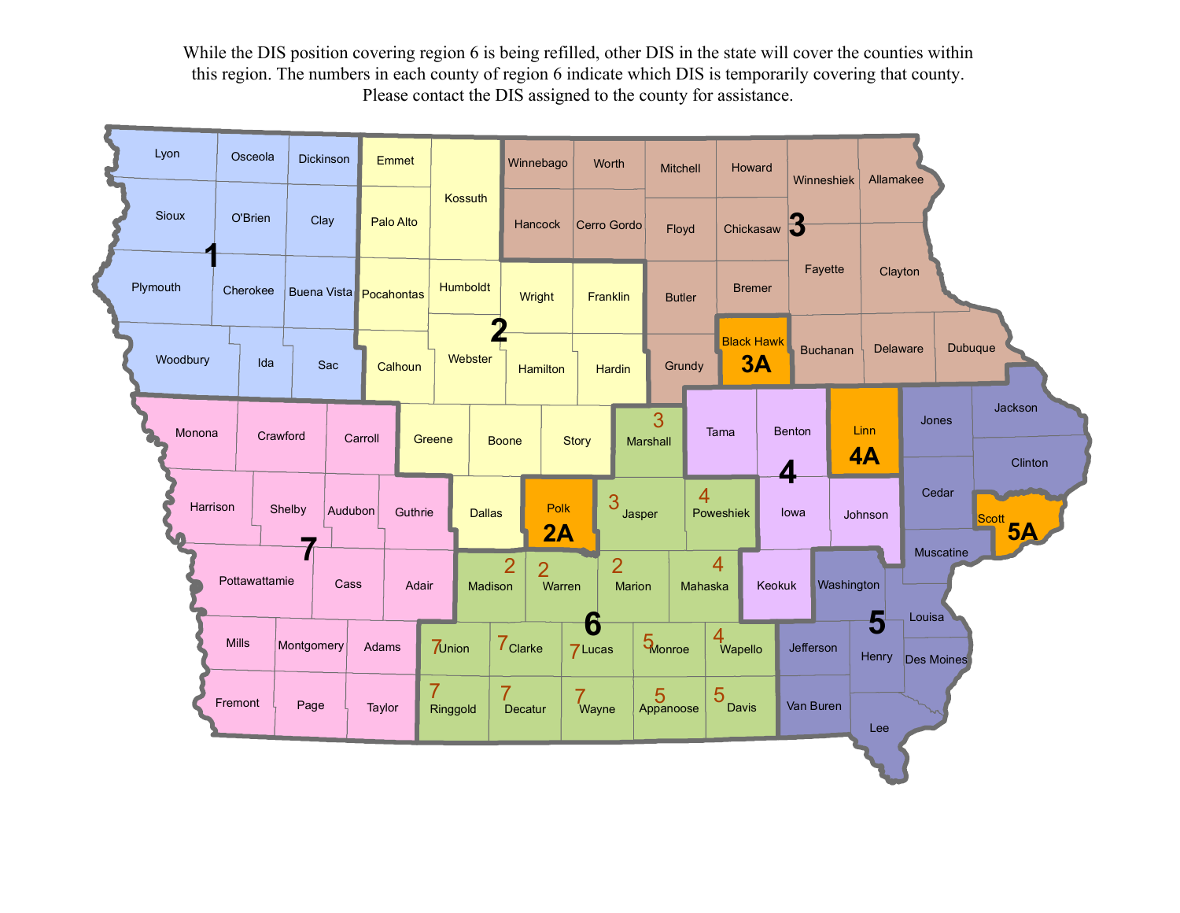While the DIS position covering region 6 is being refilled, other DIS in the state will cover the counties within this region. The numbers in each county of region 6 indicate which DIS is temporarily covering that county. Please contact the DIS assigned to the county for assistance.

Lyon
Osceola
Dickinson
Sioux
O'Brien
Clay
1
Plymouth
Cherokee
Buena Vista
Woodbury
Ida
Sac

Emmet
Kossuth
Palo Alto
Pocahontas
Humboldt
Wright
Franklin
2
Calhoun
Webster
Hamilton
Hardin
Greene
Boone
Story
Dallas
Polk
2A

Winnebago
Worth
Mitchell
Howard
Winneshiek
Allamakee
Hancock
Cerro Gordo
Floyd
Chickasaw
3
Fayette
Clayton
Butler
Bremer
Black Hawk
3A
Buchanan
Delaware
Dubuque
Grundy

Tama
Benton
4
Linn
4A
Iowa
Johnson
Keokuk

Jones
Jackson
Clinton
Cedar
Scott
5A
Muscatine
Washington
5
Louisa
Jefferson
Henry
Des Moines
Van Buren
Lee

Monona
Crawford
Carroll
Harrison
Shelby
Audubon
Guthrie
7
Pottawattamie
Cass
Adair
Mills
Montgomery
Adams
Fremont
Page
Taylor

3 Marshall
3 Jasper
4 Poweshiek
2 Madison
2 Warren
2 Marion
4 Mahaska
6
7 Union
7 Clarke
7 Lucas
5 Monroe
4 Wapello
7 Ringgold
7 Decatur
7 Wayne
5 Appanoose
5 Davis